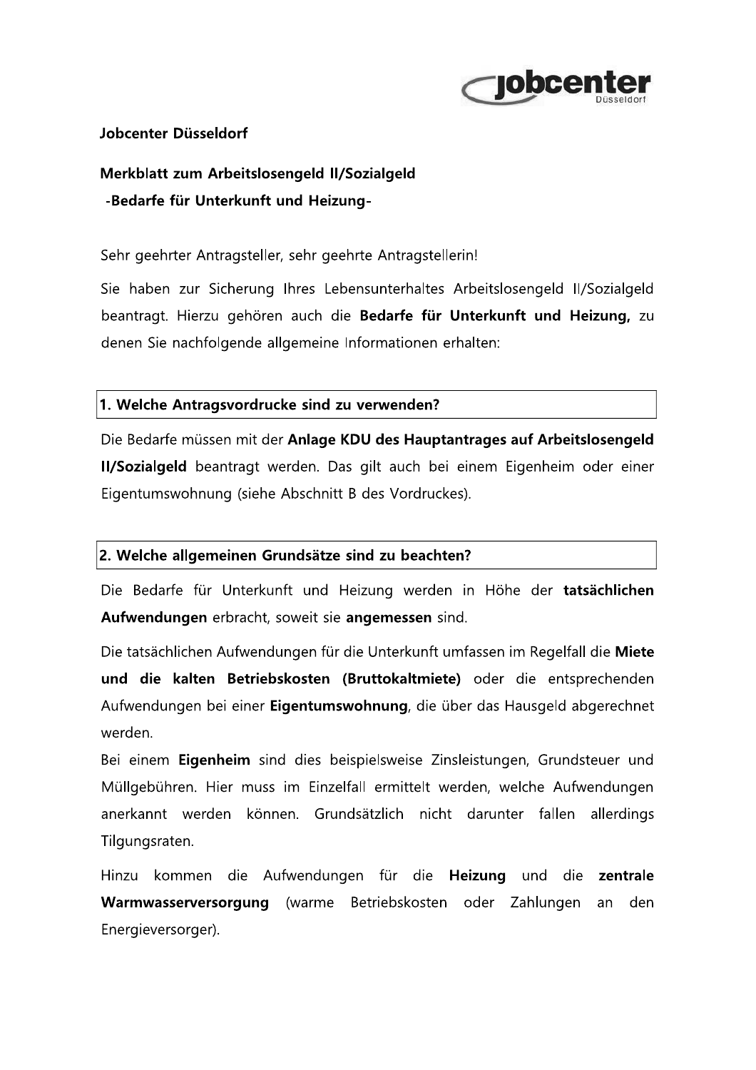**Jobcenter Düsseldorf**

# Merkblatt zum Arbeitslosengeld II/Sozialgeld
## -Bedarfe für Unterkunft und Heizung-

Sehr geehrter Antragsteller, sehr geehrte Antragstellerin!

Sie haben zur Sicherung Ihres Lebensunterhaltes Arbeitslosengeld II/Sozialgeld beantragt. Hierzu gehören auch die **Bedarfe für Unterkunft und Heizung,** zu denen Sie nachfolgende allgemeine Informationen erhalten:

### 1. Welche Antragsvordrucke sind zu verwenden?

Die Bedarfe müssen mit der **Anlage KDU des Hauptantrages auf Arbeitslosengeld II/Sozialgeld** beantragt werden. Das gilt auch bei einem Eigenheim oder einer Eigentumswohnung (siehe Abschnitt B des Vordruckes).

### 2. Welche allgemeinen Grundsätze sind zu beachten?

Die Bedarfe für Unterkunft und Heizung werden in Höhe der **tatsächlichen Aufwendungen** erbracht, soweit sie **angemessen** sind.

Die tatsächlichen Aufwendungen für die Unterkunft umfassen im Regelfall die **Miete und die kalten Betriebskosten (Bruttokaltmiete)** oder die entsprechenden Aufwendungen bei einer **Eigentumswohnung**, die über das Hausgeld abgerechnet werden.

Bei einem **Eigenheim** sind dies beispielsweise Zinsleistungen, Grundsteuer und Müllgebühren. Hier muss im Einzelfall ermittelt werden, welche Aufwendungen anerkannt werden können. Grundsätzlich nicht darunter fallen allerdings Tilgungsraten.

Hinzu kommen die Aufwendungen für die **Heizung** und die **zentrale Warmwasserversorgung** (warme Betriebskosten oder Zahlungen an den Energieversorger).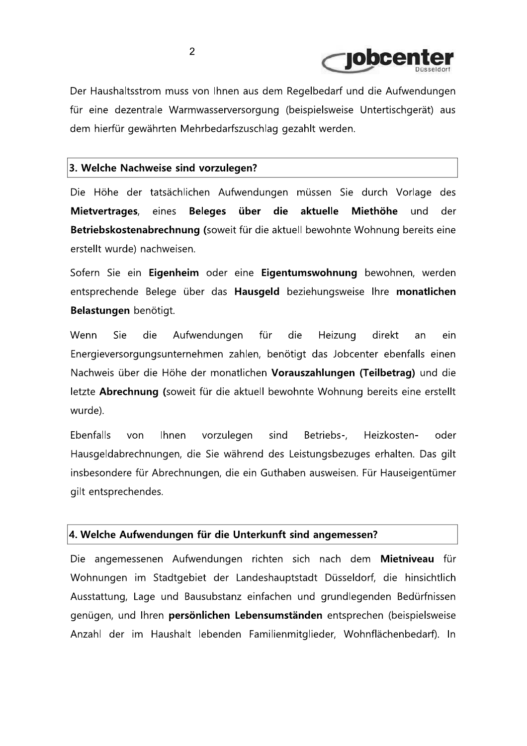Der Haushaltsstrom muss von Ihnen aus dem Regelbedarf und die Aufwendungen für eine dezentrale Warmwasserversorgung (beispielsweise Untertischgerät) aus dem hierfür gewährten Mehrbedarfszuschlag gezahlt werden.

## 3. Welche Nachweise sind vorzulegen?

Die Höhe der tatsächlichen Aufwendungen müssen Sie durch Vorlage des **Mietvertrages**, eines **Beleges über die aktuelle Miethöhe** und der **Betriebskostenabrechnung (**soweit für die aktuell bewohnte Wohnung bereits eine erstellt wurde) nachweisen.

Sofern Sie ein **Eigenheim** oder eine **Eigentumswohnung** bewohnen, werden entsprechende Belege über das **Hausgeld** beziehungsweise Ihre **monatlichen Belastungen** benötigt.

Wenn Sie die Aufwendungen für die Heizung direkt an ein Energieversorgungsunternehmen zahlen, benötigt das Jobcenter ebenfalls einen Nachweis über die Höhe der monatlichen **Vorauszahlungen (Teilbetrag)** und die letzte **Abrechnung (**soweit für die aktuell bewohnte Wohnung bereits eine erstellt wurde).

Ebenfalls von Ihnen vorzulegen sind Betriebs-, Heizkosten- oder Hausgeldabrechnungen, die Sie während des Leistungsbezuges erhalten. Das gilt insbesondere für Abrechnungen, die ein Guthaben ausweisen. Für Hauseigentümer gilt entsprechendes.

## 4. Welche Aufwendungen für die Unterkunft sind angemessen?

Die angemessenen Aufwendungen richten sich nach dem **Mietniveau** für Wohnungen im Stadtgebiet der Landeshauptstadt Düsseldorf, die hinsichtlich Ausstattung, Lage und Bausubstanz einfachen und grundlegenden Bedürfnissen genügen, und Ihren **persönlichen Lebensumständen** entsprechen (beispielsweise Anzahl der im Haushalt lebenden Familienmitglieder, Wohnflächenbedarf). In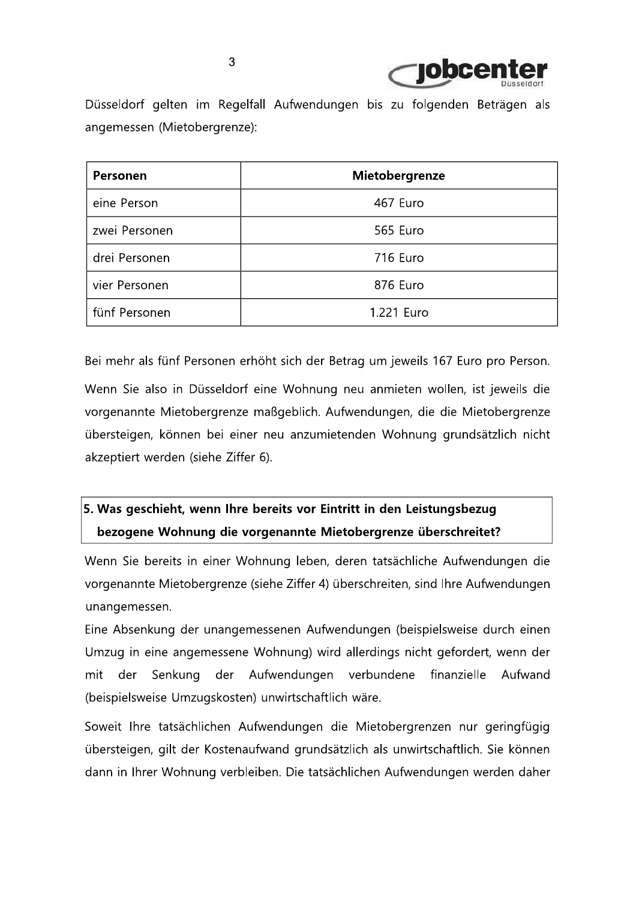Düsseldorf gelten im Regelfall Aufwendungen bis zu folgenden Beträgen als angemessen (Mietobergrenze):

| Personen | Mietobergrenze |
| --- | --- |
| eine Person | 467 Euro |
| zwei Personen | 565 Euro |
| drei Personen | 716 Euro |
| vier Personen | 876 Euro |
| fünf Personen | 1.221 Euro |

Bei mehr als fünf Personen erhöht sich der Betrag um jeweils 167 Euro pro Person.

Wenn Sie also in Düsseldorf eine Wohnung neu anmieten wollen, ist jeweils die vorgenannte Mietobergrenze maßgeblich. Aufwendungen, die die Mietobergrenze übersteigen, können bei einer neu anzumietenden Wohnung grundsätzlich nicht akzeptiert werden (siehe Ziffer 6).

## 5. Was geschieht, wenn Ihre bereits vor Eintritt in den Leistungsbezug bezogene Wohnung die vorgenannte Mietobergrenze überschreitet?

Wenn Sie bereits in einer Wohnung leben, deren tatsächliche Aufwendungen die vorgenannte Mietobergrenze (siehe Ziffer 4) überschreiten, sind Ihre Aufwendungen unangemessen.

Eine Absenkung der unangemessenen Aufwendungen (beispielsweise durch einen Umzug in eine angemessene Wohnung) wird allerdings nicht gefordert, wenn der mit der Senkung der Aufwendungen verbundene finanzielle Aufwand (beispielsweise Umzugskosten) unwirtschaftlich wäre.

Soweit Ihre tatsächlichen Aufwendungen die Mietobergrenzen nur geringfügig übersteigen, gilt der Kostenaufwand grundsätzlich als unwirtschaftlich. Sie können dann in Ihrer Wohnung verbleiben. Die tatsächlichen Aufwendungen werden daher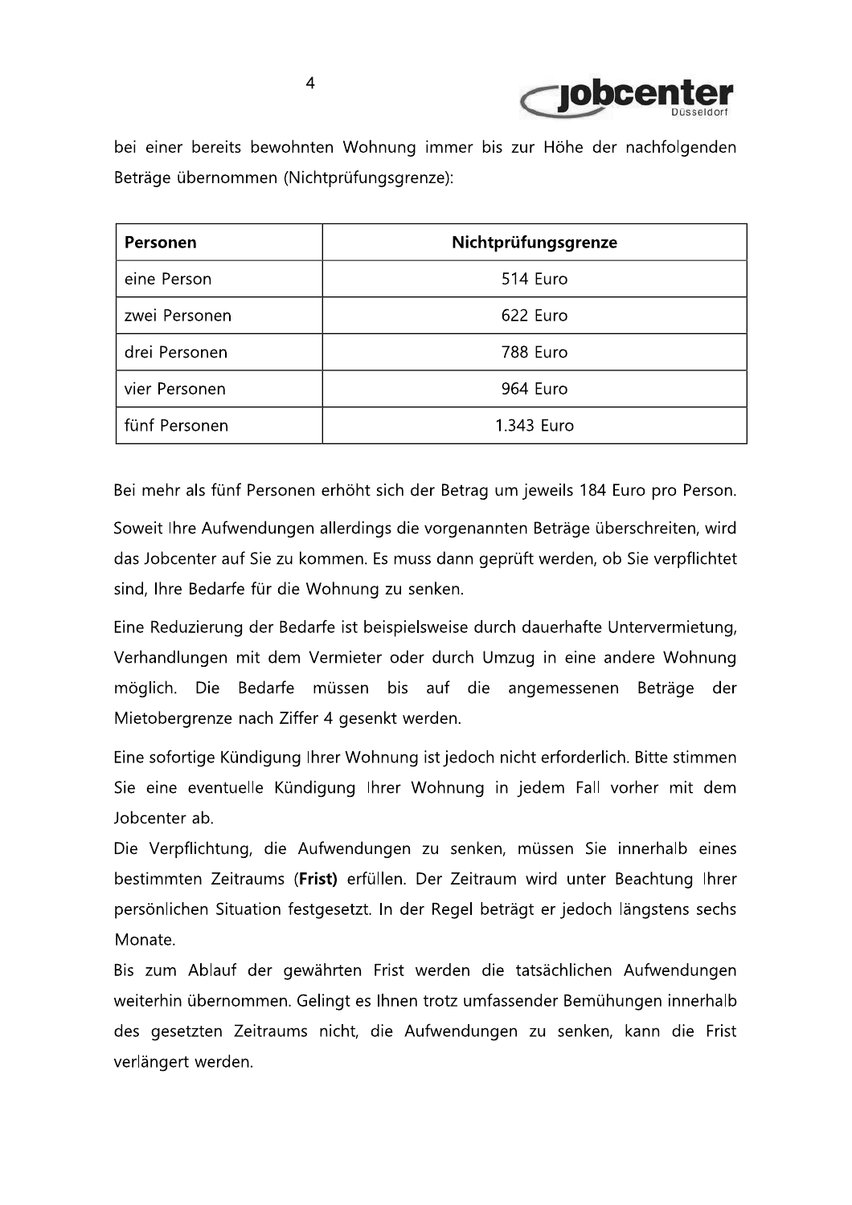bei einer bereits bewohnten Wohnung immer bis zur Höhe der nachfolgenden Beträge übernommen (Nichtprüfungsgrenze):

| Personen | Nichtprüfungsgrenze |
|---|---|
| eine Person | 514 Euro |
| zwei Personen | 622 Euro |
| drei Personen | 788 Euro |
| vier Personen | 964 Euro |
| fünf Personen | 1.343 Euro |

Bei mehr als fünf Personen erhöht sich der Betrag um jeweils 184 Euro pro Person.

Soweit Ihre Aufwendungen allerdings die vorgenannten Beträge überschreiten, wird das Jobcenter auf Sie zu kommen. Es muss dann geprüft werden, ob Sie verpflichtet sind, Ihre Bedarfe für die Wohnung zu senken.

Eine Reduzierung der Bedarfe ist beispielsweise durch dauerhafte Untervermietung, Verhandlungen mit dem Vermieter oder durch Umzug in eine andere Wohnung möglich. Die Bedarfe müssen bis auf die angemessenen Beträge der Mietobergrenze nach Ziffer 4 gesenkt werden.

Eine sofortige Kündigung Ihrer Wohnung ist jedoch nicht erforderlich. Bitte stimmen Sie eine eventuelle Kündigung Ihrer Wohnung in jedem Fall vorher mit dem Jobcenter ab.

Die Verpflichtung, die Aufwendungen zu senken, müssen Sie innerhalb eines bestimmten Zeitraums (**Frist**) erfüllen. Der Zeitraum wird unter Beachtung Ihrer persönlichen Situation festgesetzt. In der Regel beträgt er jedoch längstens sechs Monate.

Bis zum Ablauf der gewährten Frist werden die tatsächlichen Aufwendungen weiterhin übernommen. Gelingt es Ihnen trotz umfassender Bemühungen innerhalb des gesetzten Zeitraums nicht, die Aufwendungen zu senken, kann die Frist verlängert werden.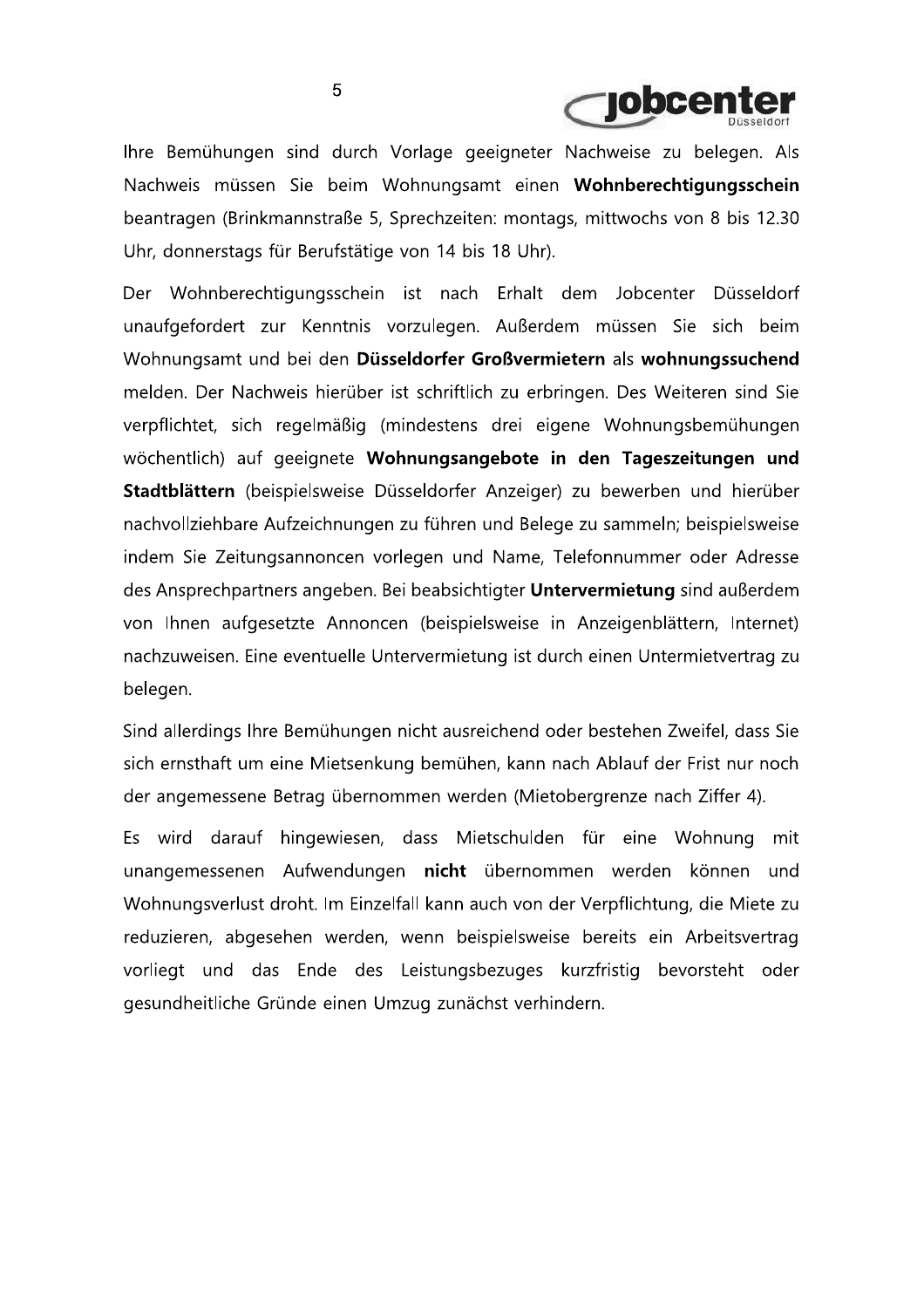Ihre Bemühungen sind durch Vorlage geeigneter Nachweise zu belegen. Als Nachweis müssen Sie beim Wohnungsamt einen **Wohnberechtigungsschein** beantragen (Brinkmannstraße 5, Sprechzeiten: montags, mittwochs von 8 bis 12.30 Uhr, donnerstags für Berufstätige von 14 bis 18 Uhr).

Der Wohnberechtigungsschein ist nach Erhalt dem Jobcenter Düsseldorf unaufgefordert zur Kenntnis vorzulegen. Außerdem müssen Sie sich beim Wohnungsamt und bei den **Düsseldorfer Großvermietern** als **wohnungssuchend** melden. Der Nachweis hierüber ist schriftlich zu erbringen. Des Weiteren sind Sie verpflichtet, sich regelmäßig (mindestens drei eigene Wohnungsbemühungen wöchentlich) auf geeignete **Wohnungsangebote in den Tageszeitungen und Stadtblättern** (beispielsweise Düsseldorfer Anzeiger) zu bewerben und hierüber nachvollziehbare Aufzeichnungen zu führen und Belege zu sammeln; beispielsweise indem Sie Zeitungsannoncen vorlegen und Name, Telefonnummer oder Adresse des Ansprechpartners angeben. Bei beabsichtigter **Untervermietung** sind außerdem von Ihnen aufgesetzte Annoncen (beispielsweise in Anzeigenblättern, Internet) nachzuweisen. Eine eventuelle Untervermietung ist durch einen Untermietvertrag zu belegen.

Sind allerdings Ihre Bemühungen nicht ausreichend oder bestehen Zweifel, dass Sie sich ernsthaft um eine Mietsenkung bemühen, kann nach Ablauf der Frist nur noch der angemessene Betrag übernommen werden (Mietobergrenze nach Ziffer 4).

Es wird darauf hingewiesen, dass Mietschulden für eine Wohnung mit unangemessenen Aufwendungen **nicht** übernommen werden können und Wohnungsverlust droht. Im Einzelfall kann auch von der Verpflichtung, die Miete zu reduzieren, abgesehen werden, wenn beispielsweise bereits ein Arbeitsvertrag vorliegt und das Ende des Leistungsbezuges kurzfristig bevorsteht oder gesundheitliche Gründe einen Umzug zunächst verhindern.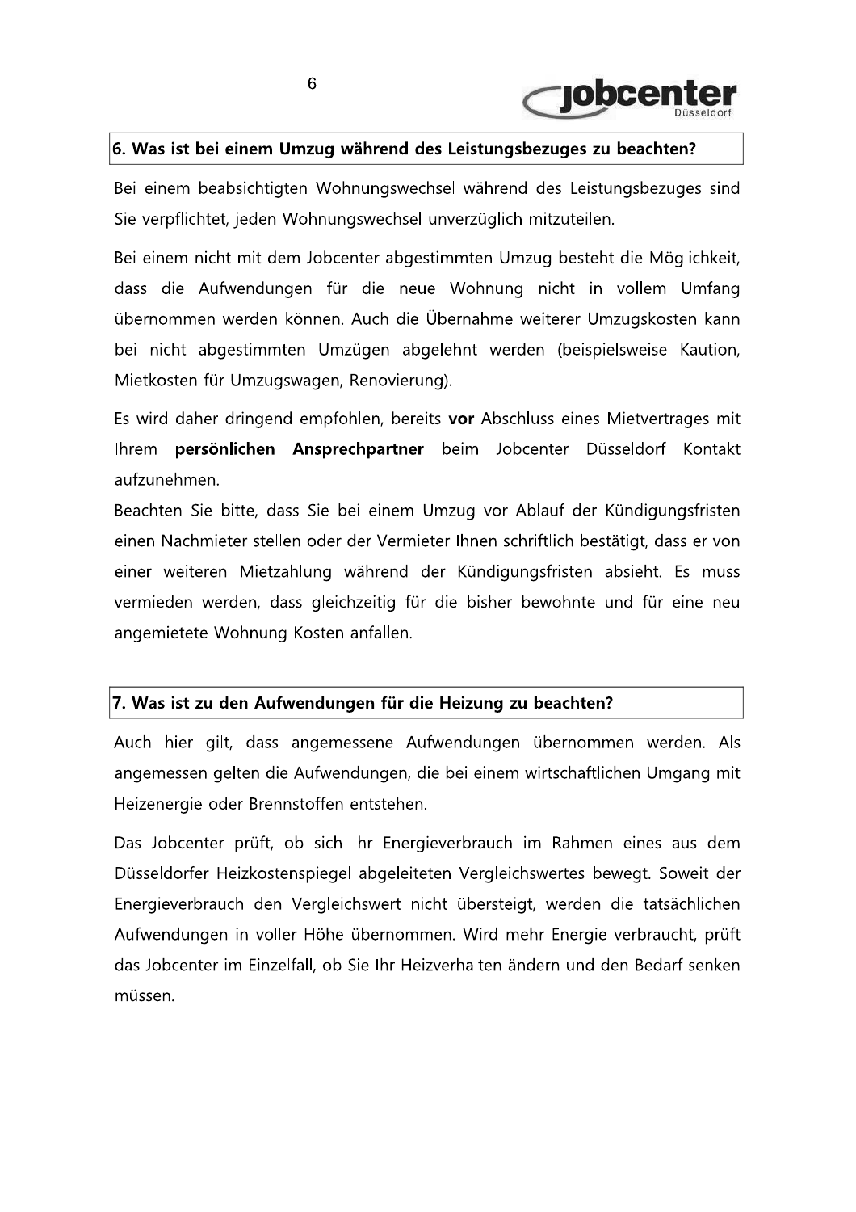## 6. Was ist bei einem Umzug während des Leistungsbezuges zu beachten?

Bei einem beabsichtigten Wohnungswechsel während des Leistungsbezuges sind Sie verpflichtet, jeden Wohnungswechsel unverzüglich mitzuteilen.

Bei einem nicht mit dem Jobcenter abgestimmten Umzug besteht die Möglichkeit, dass die Aufwendungen für die neue Wohnung nicht in vollem Umfang übernommen werden können. Auch die Übernahme weiterer Umzugskosten kann bei nicht abgestimmten Umzügen abgelehnt werden (beispielsweise Kaution, Mietkosten für Umzugswagen, Renovierung).

Es wird daher dringend empfohlen, bereits **vor** Abschluss eines Mietvertrages mit Ihrem **persönlichen Ansprechpartner** beim Jobcenter Düsseldorf Kontakt aufzunehmen.

Beachten Sie bitte, dass Sie bei einem Umzug vor Ablauf der Kündigungsfristen einen Nachmieter stellen oder der Vermieter Ihnen schriftlich bestätigt, dass er von einer weiteren Mietzahlung während der Kündigungsfristen absieht. Es muss vermieden werden, dass gleichzeitig für die bisher bewohnte und für eine neu angemietete Wohnung Kosten anfallen.

## 7. Was ist zu den Aufwendungen für die Heizung zu beachten?

Auch hier gilt, dass angemessene Aufwendungen übernommen werden. Als angemessen gelten die Aufwendungen, die bei einem wirtschaftlichen Umgang mit Heizenergie oder Brennstoffen entstehen.

Das Jobcenter prüft, ob sich Ihr Energieverbrauch im Rahmen eines aus dem Düsseldorfer Heizkostenspiegel abgeleiteten Vergleichswertes bewegt. Soweit der Energieverbrauch den Vergleichswert nicht übersteigt, werden die tatsächlichen Aufwendungen in voller Höhe übernommen. Wird mehr Energie verbraucht, prüft das Jobcenter im Einzelfall, ob Sie Ihr Heizverhalten ändern und den Bedarf senken müssen.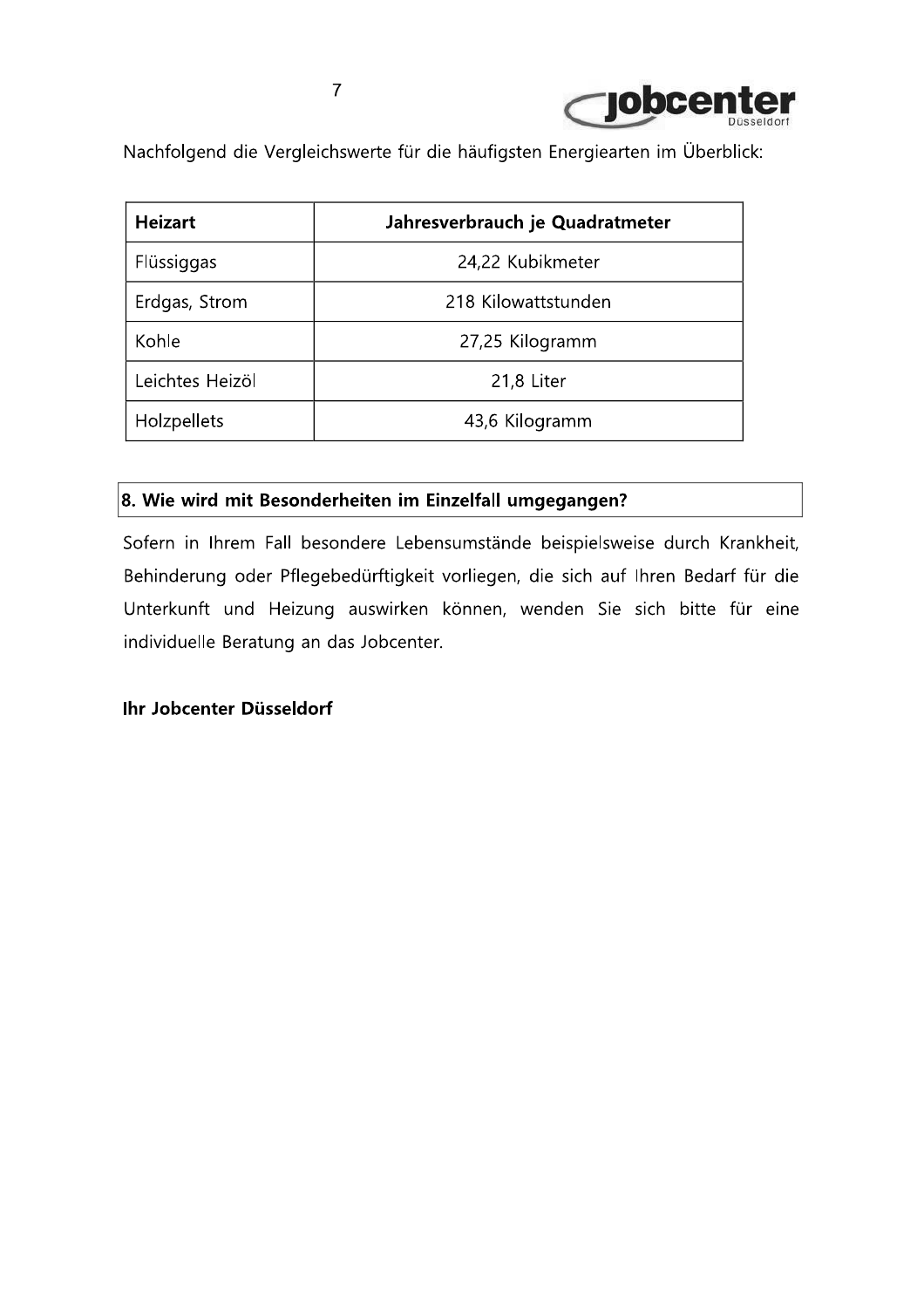Nachfolgend die Vergleichswerte für die häufigsten Energiearten im Überblick:

| Heizart | Jahresverbrauch je Quadratmeter |
| --- | --- |
| Flüssiggas | 24,22 Kubikmeter |
| Erdgas, Strom | 218 Kilowattstunden |
| Kohle | 27,25 Kilogramm |
| Leichtes Heizöl | 21,8 Liter |
| Holzpellets | 43,6 Kilogramm |

## 8. Wie wird mit Besonderheiten im Einzelfall umgegangen?

Sofern in Ihrem Fall besondere Lebensumstände beispielsweise durch Krankheit, Behinderung oder Pflegebedürftigkeit vorliegen, die sich auf Ihren Bedarf für die Unterkunft und Heizung auswirken können, wenden Sie sich bitte für eine individuelle Beratung an das Jobcenter.

**Ihr Jobcenter Düsseldorf**